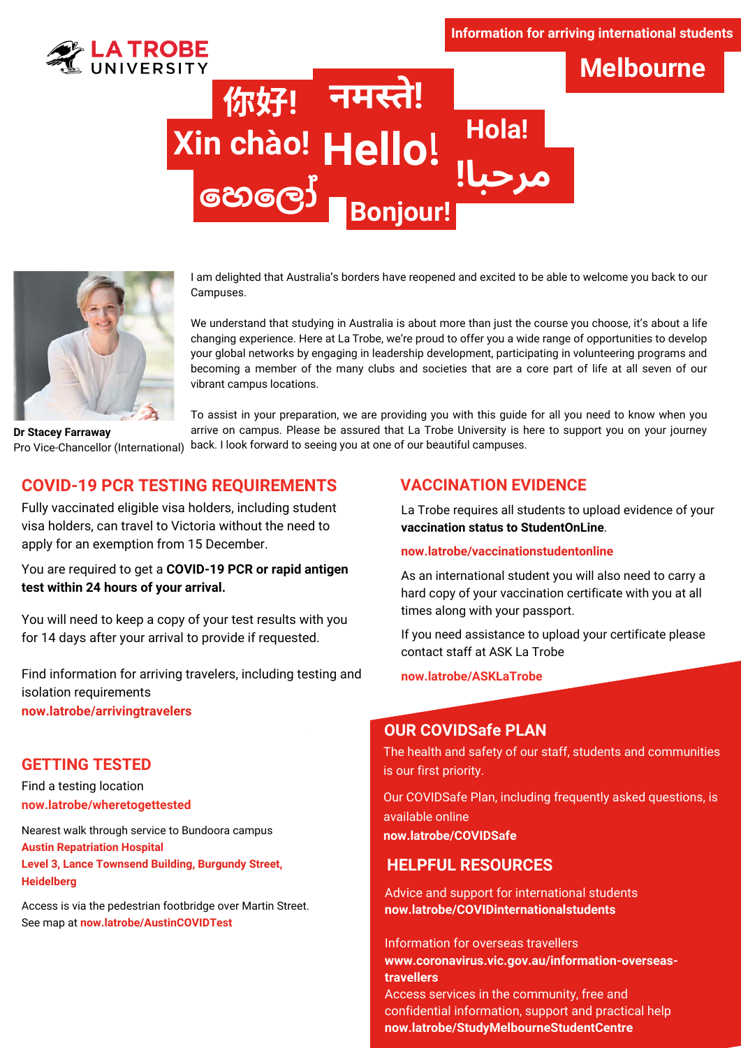**Information for arriving international students**

# Melbourne

你好! नमस्ते! Xin chào! Hello! Hola! مرحبا! ဟဲလို Bonjour!

I am delighted that Australia's borders have reopened and excited to be able to welcome you back to our Campuses.

We understand that studying in Australia is about more than just the course you choose, it's about a life changing experience. Here at La Trobe, we're proud to offer you a wide range of opportunities to develop your global networks by engaging in leadership development, participating in volunteering programs and becoming a member of the many clubs and societies that are a core part of life at all seven of our vibrant campus locations.

To assist in your preparation, we are providing you with this guide for all you need to know when you arrive on campus. Please be assured that La Trobe University is here to support you on your journey back. I look forward to seeing you at one of our beautiful campuses.

**Dr Stacey Farraway**
Pro Vice-Chancellor (International)

## COVID-19 PCR TESTING REQUIREMENTS

Fully vaccinated eligible visa holders, including student visa holders, can travel to Victoria without the need to apply for an exemption from 15 December.

You are required to get a **COVID-19 PCR or rapid antigen test within 24 hours of your arrival.**

You will need to keep a copy of your test results with you for 14 days after your arrival to provide if requested.

Find information for arriving travelers, including testing and isolation requirements
**now.latrobe/arrivingtravelers**

## GETTING TESTED

Find a testing location
**now.latrobe/wheretogettested**

Nearest walk through service to Bundoora campus
**Austin Repatriation Hospital**
**Level 3, Lance Townsend Building, Burgundy Street, Heidelberg**

Access is via the pedestrian footbridge over Martin Street.
See map at **now.latrobe/AustinCOVIDTest**

## VACCINATION EVIDENCE

La Trobe requires all students to upload evidence of your **vaccination status to StudentOnLine**.

**now.latrobe/vaccinationstudentonline**

As an international student you will also need to carry a hard copy of your vaccination certificate with you at all times along with your passport.

If you need assistance to upload your certificate please contact staff at ASK La Trobe

**now.latrobe/ASKLaTrobe**

## OUR COVIDSafe PLAN

The health and safety of our staff, students and communities is our first priority.

Our COVIDSafe Plan, including frequently asked questions, is available online
**now.latrobe/COVIDSafe**

## HELPFUL RESOURCES

Advice and support for international students
**now.latrobe/COVIDinternationalstudents**

Information for overseas travellers
**www.coronavirus.vic.gov.au/information-overseas-travellers**
Access services in the community, free and confidential information, support and practical help
**now.latrobe/StudyMelbourneStudentCentre**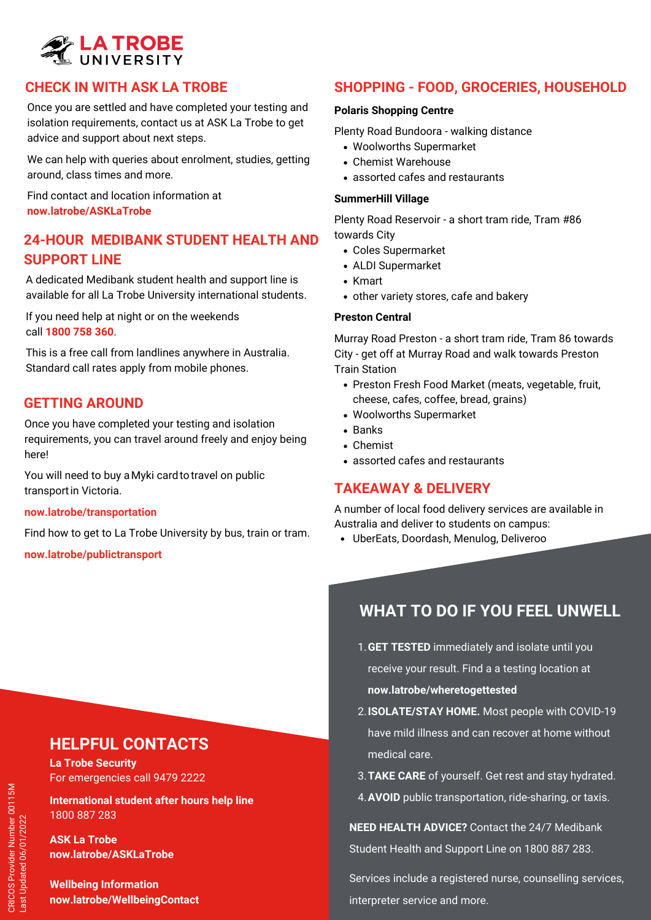# LA TROBE UNIVERSITY

## CHECK IN WITH ASK LA TROBE

Once you are settled and have completed your testing and isolation requirements, contact us at ASK La Trobe to get advice and support about next steps.

We can help with queries about enrolment, studies, getting around, class times and more.

Find contact and location information at **now.latrobe/ASKLaTrobe**

## 24-HOUR MEDIBANK STUDENT HEALTH AND SUPPORT LINE

A dedicated Medibank student health and support line is available for all La Trobe University international students.

If you need help at night or on the weekends call **1800 758 360**.

This is a free call from landlines anywhere in Australia. Standard call rates apply from mobile phones.

## GETTING AROUND

Once you have completed your testing and isolation requirements, you can travel around freely and enjoy being here!

You will need to buy a Myki card to travel on public transport in Victoria.

**now.latrobe/transportation**

Find how to get to La Trobe University by bus, train or tram.

**now.latrobe/publictransport**

## SHOPPING - FOOD, GROCERIES, HOUSEHOLD

**Polaris Shopping Centre**

Plenty Road Bundoora - walking distance

- Woolworths Supermarket
- Chemist Warehouse
- assorted cafes and restaurants

**SummerHill Village**

Plenty Road Reservoir - a short tram ride, Tram #86 towards City

- Coles Supermarket
- ALDI Supermarket
- Kmart
- other variety stores, cafe and bakery

**Preston Central**

Murray Road Preston - a short tram ride, Tram 86 towards City - get off at Murray Road and walk towards Preston Train Station

- Preston Fresh Food Market (meats, vegetable, fruit, cheese, cafes, coffee, bread, grains)
- Woolworths Supermarket
- Banks
- Chemist
- assorted cafes and restaurants

## TAKEAWAY & DELIVERY

A number of local food delivery services are available in Australia and deliver to students on campus:

- UberEats, Doordash, Menulog, Deliveroo

## WHAT TO DO IF YOU FEEL UNWELL

1. **GET TESTED** immediately and isolate until you receive your result. Find a a testing location at **now.latrobe/wheretogettested**
2. **ISOLATE/STAY HOME.** Most people with COVID-19 have mild illness and can recover at home without medical care.
3. **TAKE CARE** of yourself. Get rest and stay hydrated.
4. **AVOID** public transportation, ride-sharing, or taxis.

**NEED HEALTH ADVICE?** Contact the 24/7 Medibank Student Health and Support Line on 1800 887 283.

Services include a registered nurse, counselling services, interpreter service and more.

## HELPFUL CONTACTS

**La Trobe Security**
For emergencies call 9479 2222

**International student after hours help line**
1800 887 283

**ASK La Trobe**
**now.latrobe/ASKLaTrobe**

**Wellbeing Information**
**now.latrobe/WellbeingContact**

CRICOS Provider Number 00115M
Last Updated 06/01/2022